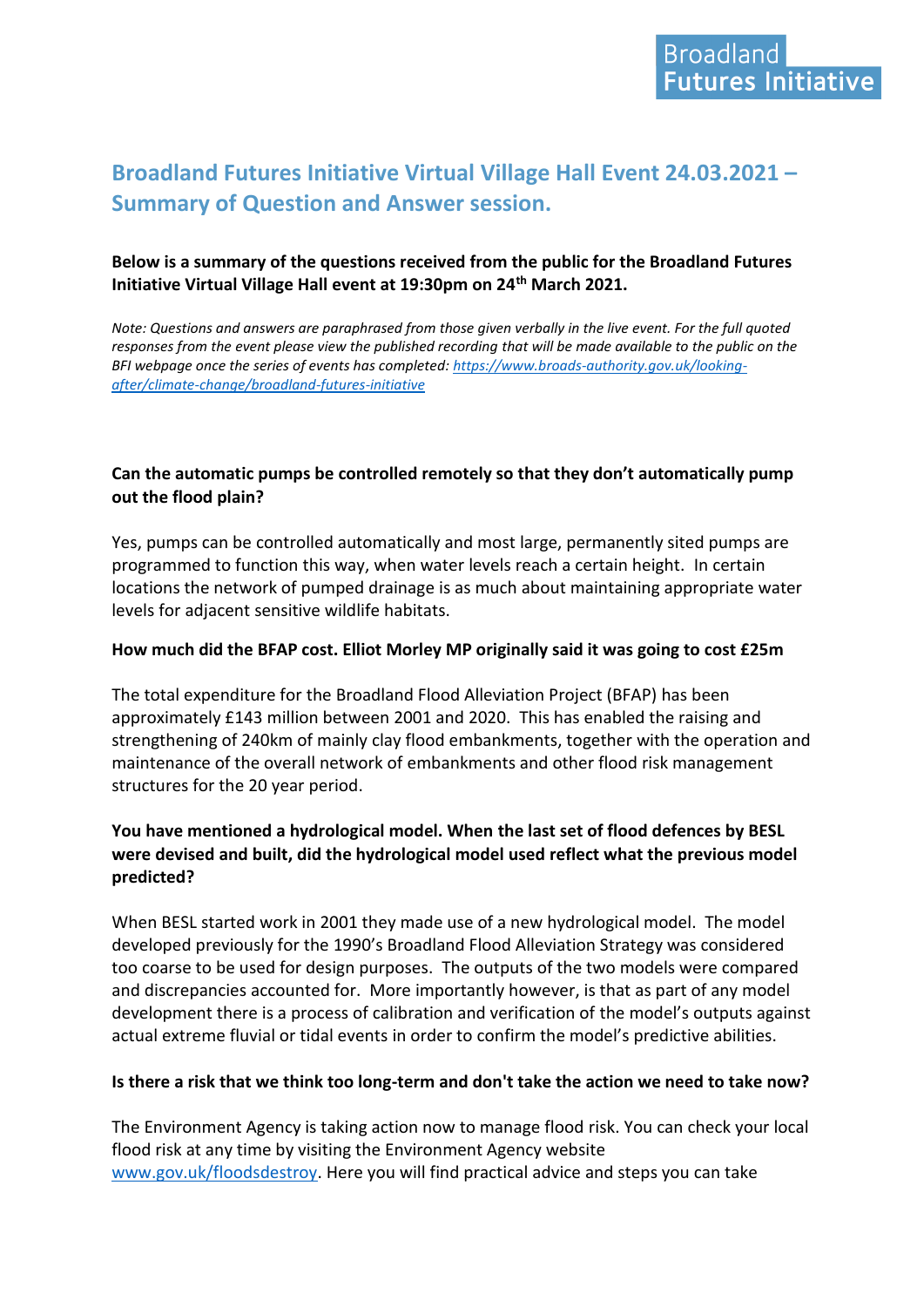Broadland Futures Initiative

# Broadland Futures Initiative Virtual Village Hall Event 24.03.2021 – Summary of Question and Answer session.

**Below is a summary of the questions received from the public for the Broadland Futures Initiative Virtual Village Hall event at 19:30pm on 24th March 2021.**

*Note: Questions and answers are paraphrased from those given verbally in the live event. For the full quoted responses from the event please view the published recording that will be made available to the public on the BFI webpage once the series of events has completed: [https://www.broads-authority.gov.uk/looking-after/climate-change/broadland-futures-initiative](https://www.broads-authority.gov.uk/looking-after/climate-change/broadland-futures-initiative)*

### Can the automatic pumps be controlled remotely so that they don't automatically pump out the flood plain?

Yes, pumps can be controlled automatically and most large, permanently sited pumps are programmed to function this way, when water levels reach a certain height. In certain locations the network of pumped drainage is as much about maintaining appropriate water levels for adjacent sensitive wildlife habitats.

### How much did the BFAP cost. Elliot Morley MP originally said it was going to cost £25m

The total expenditure for the Broadland Flood Alleviation Project (BFAP) has been approximately £143 million between 2001 and 2020. This has enabled the raising and strengthening of 240km of mainly clay flood embankments, together with the operation and maintenance of the overall network of embankments and other flood risk management structures for the 20 year period.

### You have mentioned a hydrological model. When the last set of flood defences by BESL were devised and built, did the hydrological model used reflect what the previous model predicted?

When BESL started work in 2001 they made use of a new hydrological model. The model developed previously for the 1990's Broadland Flood Alleviation Strategy was considered too coarse to be used for design purposes. The outputs of the two models were compared and discrepancies accounted for. More importantly however, is that as part of any model development there is a process of calibration and verification of the model's outputs against actual extreme fluvial or tidal events in order to confirm the model's predictive abilities.

### Is there a risk that we think too long-term and don't take the action we need to take now?

The Environment Agency is taking action now to manage flood risk. You can check your local flood risk at any time by visiting the Environment Agency website [www.gov.uk/floodsdestroy](http://www.gov.uk/floodsdestroy). Here you will find practical advice and steps you can take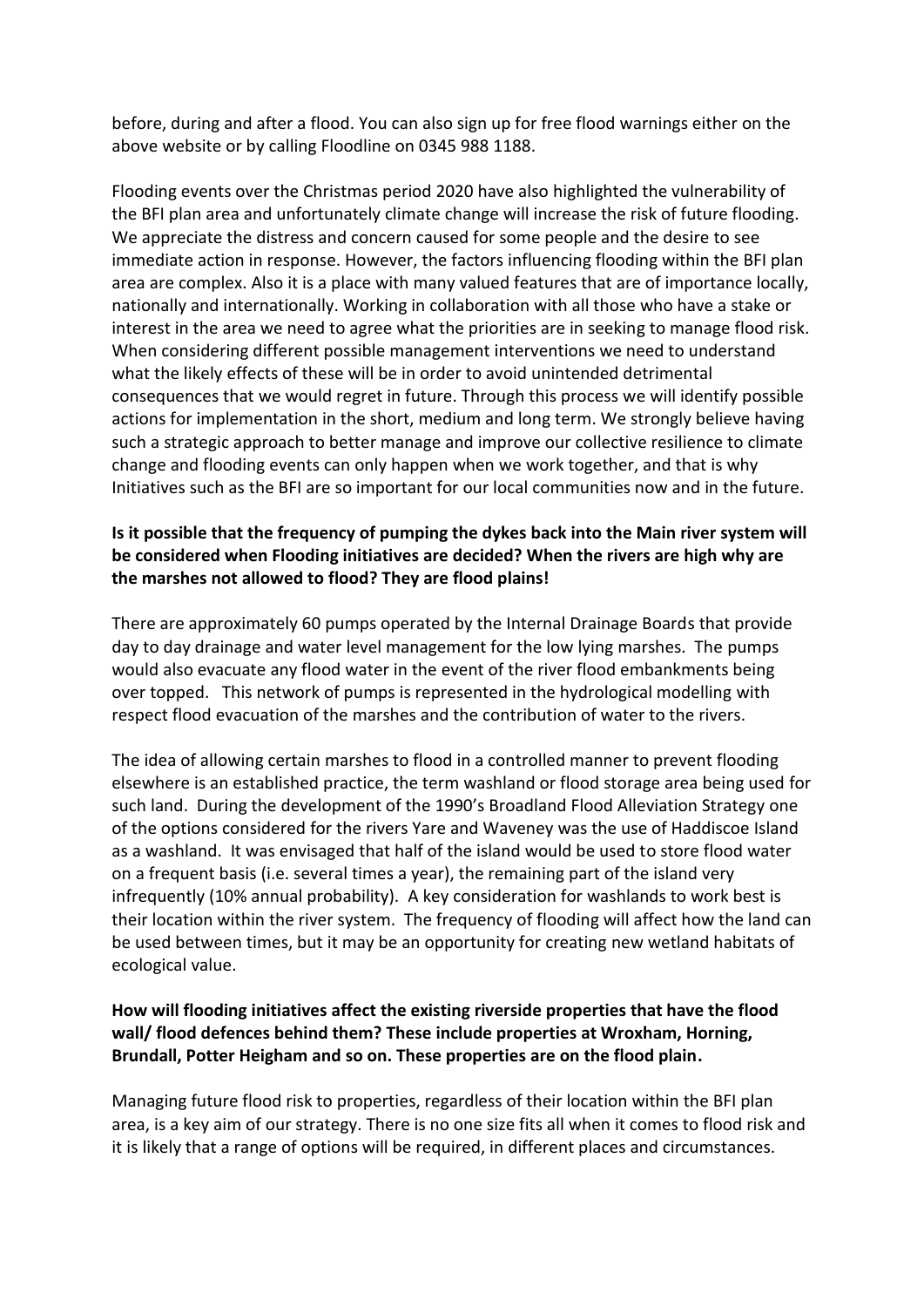before, during and after a flood. You can also sign up for free flood warnings either on the above website or by calling Floodline on 0345 988 1188.

Flooding events over the Christmas period 2020 have also highlighted the vulnerability of the BFI plan area and unfortunately climate change will increase the risk of future flooding. We appreciate the distress and concern caused for some people and the desire to see immediate action in response. However, the factors influencing flooding within the BFI plan area are complex. Also it is a place with many valued features that are of importance locally, nationally and internationally. Working in collaboration with all those who have a stake or interest in the area we need to agree what the priorities are in seeking to manage flood risk. When considering different possible management interventions we need to understand what the likely effects of these will be in order to avoid unintended detrimental consequences that we would regret in future. Through this process we will identify possible actions for implementation in the short, medium and long term. We strongly believe having such a strategic approach to better manage and improve our collective resilience to climate change and flooding events can only happen when we work together, and that is why Initiatives such as the BFI are so important for our local communities now and in the future.

**Is it possible that the frequency of pumping the dykes back into the Main river system will be considered when Flooding initiatives are decided? When the rivers are high why are the marshes not allowed to flood? They are flood plains!**

There are approximately 60 pumps operated by the Internal Drainage Boards that provide day to day drainage and water level management for the low lying marshes. The pumps would also evacuate any flood water in the event of the river flood embankments being over topped. This network of pumps is represented in the hydrological modelling with respect flood evacuation of the marshes and the contribution of water to the rivers.

The idea of allowing certain marshes to flood in a controlled manner to prevent flooding elsewhere is an established practice, the term washland or flood storage area being used for such land. During the development of the 1990's Broadland Flood Alleviation Strategy one of the options considered for the rivers Yare and Waveney was the use of Haddiscoe Island as a washland. It was envisaged that half of the island would be used to store flood water on a frequent basis (i.e. several times a year), the remaining part of the island very infrequently (10% annual probability). A key consideration for washlands to work best is their location within the river system. The frequency of flooding will affect how the land can be used between times, but it may be an opportunity for creating new wetland habitats of ecological value.

**How will flooding initiatives affect the existing riverside properties that have the flood wall/ flood defences behind them? These include properties at Wroxham, Horning, Brundall, Potter Heigham and so on. These properties are on the flood plain.**

Managing future flood risk to properties, regardless of their location within the BFI plan area, is a key aim of our strategy. There is no one size fits all when it comes to flood risk and it is likely that a range of options will be required, in different places and circumstances.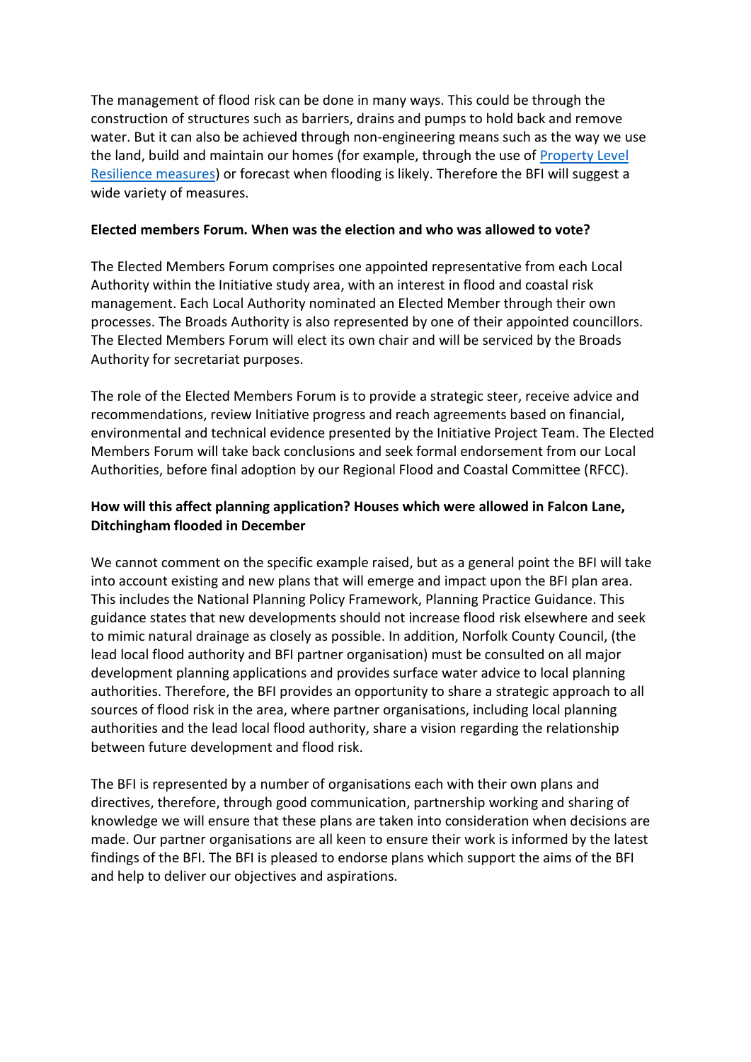The management of flood risk can be done in many ways. This could be through the construction of structures such as barriers, drains and pumps to hold back and remove water. But it can also be achieved through non-engineering means such as the way we use the land, build and maintain our homes (for example, through the use of Property Level Resilience measures) or forecast when flooding is likely. Therefore the BFI will suggest a wide variety of measures.

**Elected members Forum. When was the election and who was allowed to vote?**

The Elected Members Forum comprises one appointed representative from each Local Authority within the Initiative study area, with an interest in flood and coastal risk management. Each Local Authority nominated an Elected Member through their own processes. The Broads Authority is also represented by one of their appointed councillors. The Elected Members Forum will elect its own chair and will be serviced by the Broads Authority for secretariat purposes.

The role of the Elected Members Forum is to provide a strategic steer, receive advice and recommendations, review Initiative progress and reach agreements based on financial, environmental and technical evidence presented by the Initiative Project Team. The Elected Members Forum will take back conclusions and seek formal endorsement from our Local Authorities, before final adoption by our Regional Flood and Coastal Committee (RFCC).

**How will this affect planning application? Houses which were allowed in Falcon Lane, Ditchingham flooded in December**

We cannot comment on the specific example raised, but as a general point the BFI will take into account existing and new plans that will emerge and impact upon the BFI plan area. This includes the National Planning Policy Framework, Planning Practice Guidance. This guidance states that new developments should not increase flood risk elsewhere and seek to mimic natural drainage as closely as possible. In addition, Norfolk County Council, (the lead local flood authority and BFI partner organisation) must be consulted on all major development planning applications and provides surface water advice to local planning authorities. Therefore, the BFI provides an opportunity to share a strategic approach to all sources of flood risk in the area, where partner organisations, including local planning authorities and the lead local flood authority, share a vision regarding the relationship between future development and flood risk.

The BFI is represented by a number of organisations each with their own plans and directives, therefore, through good communication, partnership working and sharing of knowledge we will ensure that these plans are taken into consideration when decisions are made. Our partner organisations are all keen to ensure their work is informed by the latest findings of the BFI. The BFI is pleased to endorse plans which support the aims of the BFI and help to deliver our objectives and aspirations.